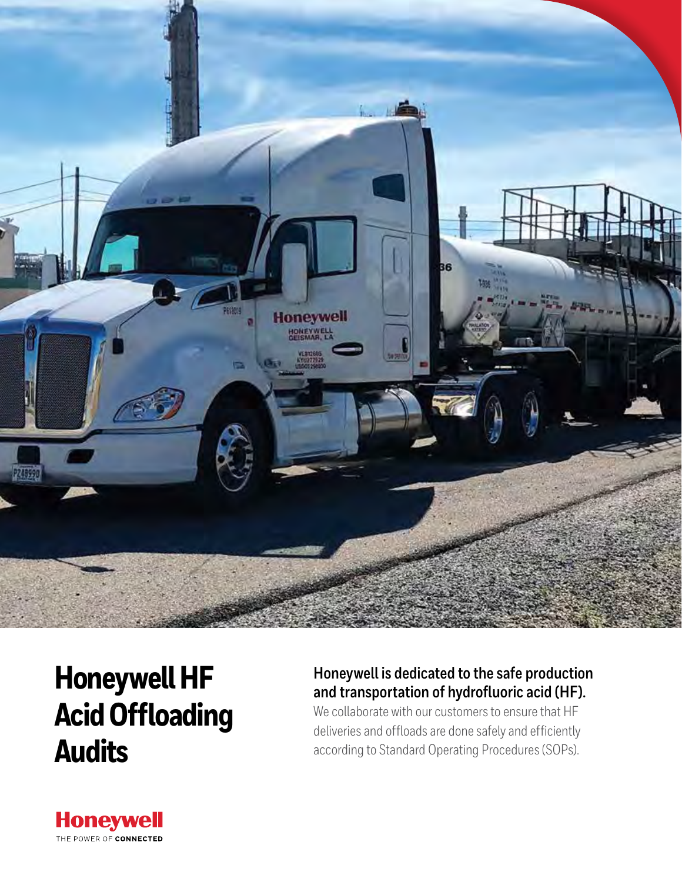# Honeywell HF Acid Offloading Audits

**Honeywell is dedicated to the safe production and transportation of hydrofluoric acid (HF).**

We collaborate with our customers to ensure that HF deliveries and offloads are done safely and efficiently according to Standard Operating Procedures (SOPs).

Honeywell
THE POWER OF CONNECTED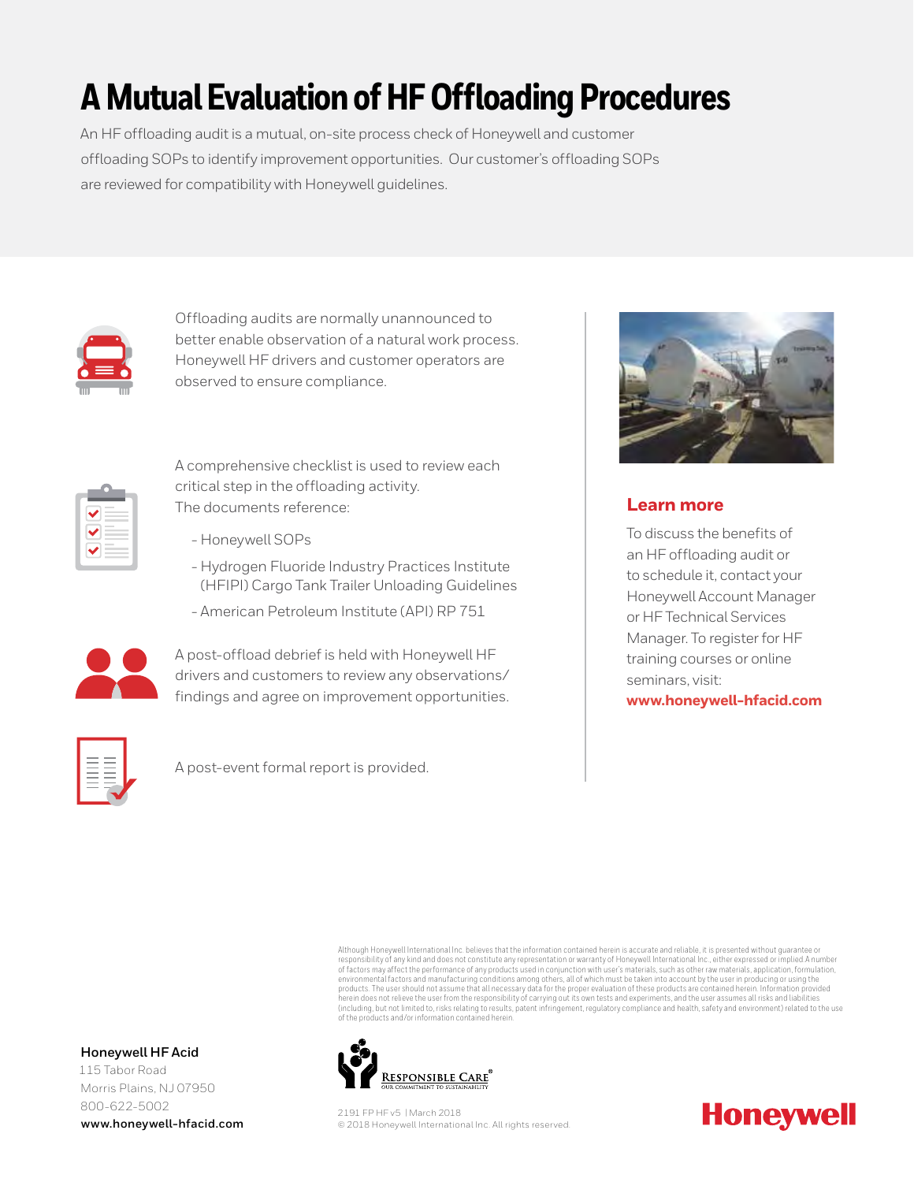# A Mutual Evaluation of HF Offloading Procedures

An HF offloading audit is a mutual, on-site process check of Honeywell and customer offloading SOPs to identify improvement opportunities. Our customer's offloading SOPs are reviewed for compatibility with Honeywell guidelines.

Offloading audits are normally unannounced to better enable observation of a natural work process. Honeywell HF drivers and customer operators are observed to ensure compliance.

A comprehensive checklist is used to review each critical step in the offloading activity. The documents reference:

- Honeywell SOPs
- Hydrogen Fluoride Industry Practices Institute (HFIPI) Cargo Tank Trailer Unloading Guidelines
- American Petroleum Institute (API) RP 751

A post-offload debrief is held with Honeywell HF drivers and customers to review any observations/ findings and agree on improvement opportunities.

A post-event formal report is provided.

## Learn more

To discuss the benefits of an HF offloading audit or to schedule it, contact your Honeywell Account Manager or HF Technical Services Manager. To register for HF training courses or online seminars, visit: **www.honeywell-hfacid.com**

Although Honeywell International Inc. believes that the information contained herein is accurate and reliable, it is presented without guarantee or responsibility of any kind and does not constitute any representation or warranty of Honeywell International Inc., either expressed or implied. A number of factors may affect the performance of any products used in conjunction with user's materials, such as other raw materials, application, formulation, environmental factors and manufacturing conditions among others, all of which must be taken into account by the user in producing or using the products. The user should not assume that all necessary data for the proper evaluation of these products are contained herein. Information provided herein does not relieve the user from the responsibility of carrying out its own tests and experiments, and the user assumes all risks and liabilities (including, but not limited to, risks relating to results, patent infringement, regulatory compliance and health, safety and environment) related to the use of the products and/or information contained herein.

**Honeywell HF Acid**
115 Tabor Road
Morris Plains, NJ 07950
800-622-5002
**www.honeywell-hfacid.com**

Responsible Care® Our commitment to sustainability

2191 FP HF v5 | March 2018
© 2018 Honeywell International Inc. All rights reserved.

Honeywell